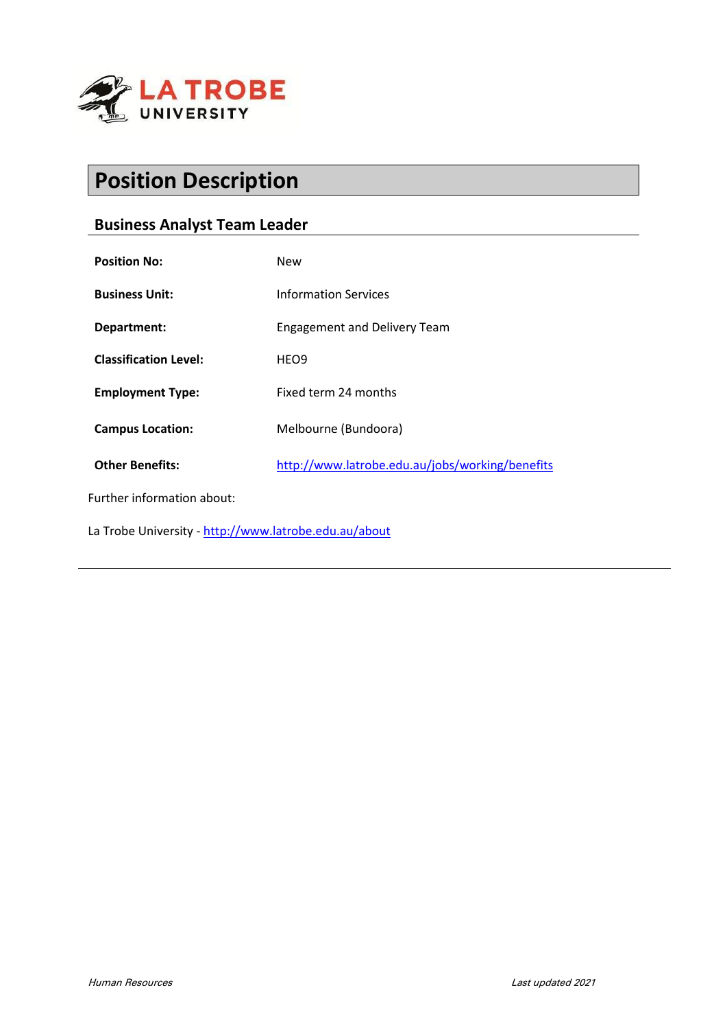# Position Description

## Business Analyst Team Leader

| | |
|---|---|
| **Position No:** | New |
| **Business Unit:** | Information Services |
| **Department:** | Engagement and Delivery Team |
| **Classification Level:** | HEO9 |
| **Employment Type:** | Fixed term 24 months |
| **Campus Location:** | Melbourne (Bundoora) |
| **Other Benefits:** | http://www.latrobe.edu.au/jobs/working/benefits |

Further information about:

La Trobe University - http://www.latrobe.edu.au/about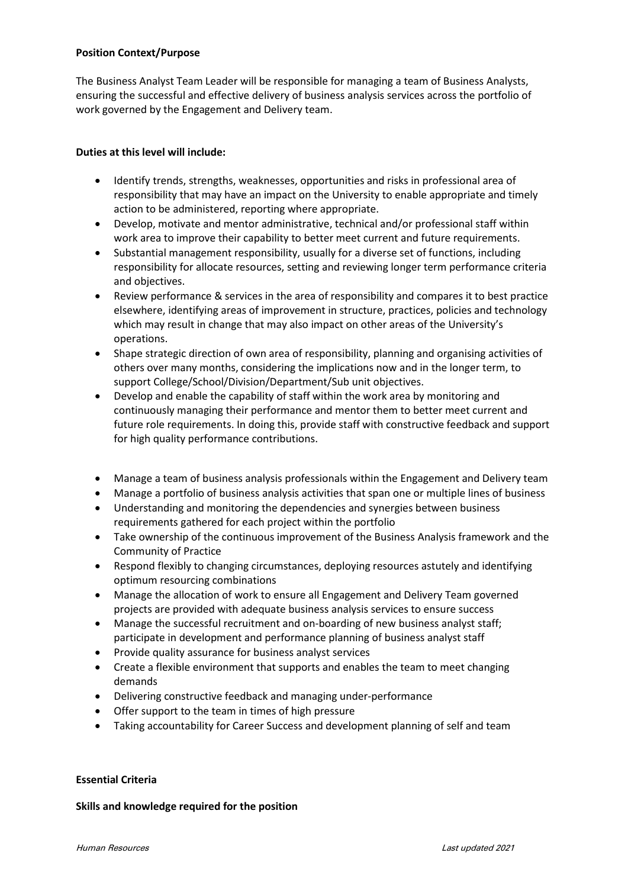**Position Context/Purpose**

The Business Analyst Team Leader will be responsible for managing a team of Business Analysts, ensuring the successful and effective delivery of business analysis services across the portfolio of work governed by the Engagement and Delivery team.

**Duties at this level will include:**

- Identify trends, strengths, weaknesses, opportunities and risks in professional area of responsibility that may have an impact on the University to enable appropriate and timely action to be administered, reporting where appropriate.
- Develop, motivate and mentor administrative, technical and/or professional staff within work area to improve their capability to better meet current and future requirements.
- Substantial management responsibility, usually for a diverse set of functions, including responsibility for allocate resources, setting and reviewing longer term performance criteria and objectives.
- Review performance & services in the area of responsibility and compares it to best practice elsewhere, identifying areas of improvement in structure, practices, policies and technology which may result in change that may also impact on other areas of the University's operations.
- Shape strategic direction of own area of responsibility, planning and organising activities of others over many months, considering the implications now and in the longer term, to support College/School/Division/Department/Sub unit objectives.
- Develop and enable the capability of staff within the work area by monitoring and continuously managing their performance and mentor them to better meet current and future role requirements. In doing this, provide staff with constructive feedback and support for high quality performance contributions.

- Manage a team of business analysis professionals within the Engagement and Delivery team
- Manage a portfolio of business analysis activities that span one or multiple lines of business
- Understanding and monitoring the dependencies and synergies between business requirements gathered for each project within the portfolio
- Take ownership of the continuous improvement of the Business Analysis framework and the Community of Practice
- Respond flexibly to changing circumstances, deploying resources astutely and identifying optimum resourcing combinations
- Manage the allocation of work to ensure all Engagement and Delivery Team governed projects are provided with adequate business analysis services to ensure success
- Manage the successful recruitment and on-boarding of new business analyst staff; participate in development and performance planning of business analyst staff
- Provide quality assurance for business analyst services
- Create a flexible environment that supports and enables the team to meet changing demands
- Delivering constructive feedback and managing under-performance
- Offer support to the team in times of high pressure
- Taking accountability for Career Success and development planning of self and team

**Essential Criteria**

**Skills and knowledge required for the position**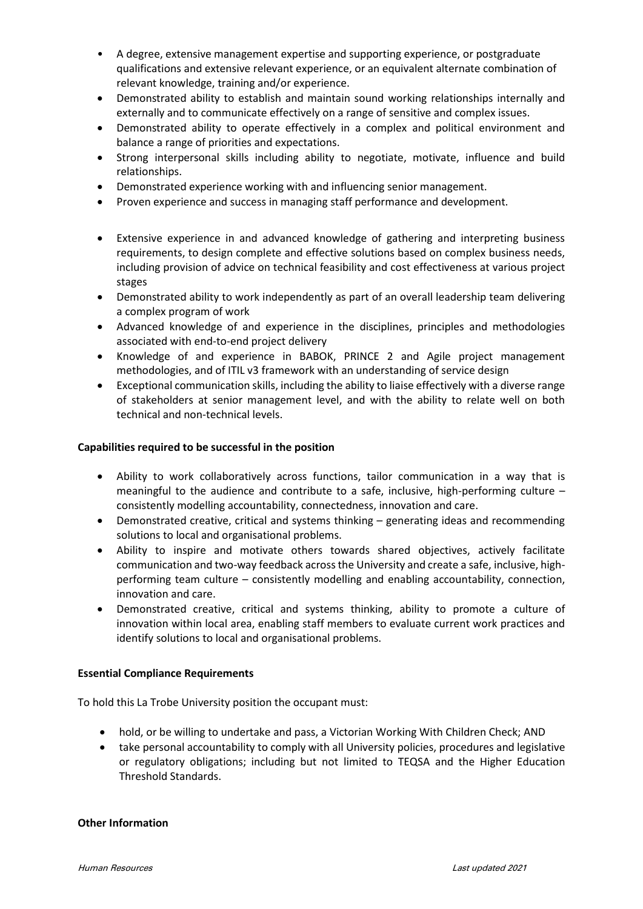- A degree, extensive management expertise and supporting experience, or postgraduate qualifications and extensive relevant experience, or an equivalent alternate combination of relevant knowledge, training and/or experience.
- Demonstrated ability to establish and maintain sound working relationships internally and externally and to communicate effectively on a range of sensitive and complex issues.
- Demonstrated ability to operate effectively in a complex and political environment and balance a range of priorities and expectations.
- Strong interpersonal skills including ability to negotiate, motivate, influence and build relationships.
- Demonstrated experience working with and influencing senior management.
- Proven experience and success in managing staff performance and development.

- Extensive experience in and advanced knowledge of gathering and interpreting business requirements, to design complete and effective solutions based on complex business needs, including provision of advice on technical feasibility and cost effectiveness at various project stages
- Demonstrated ability to work independently as part of an overall leadership team delivering a complex program of work
- Advanced knowledge of and experience in the disciplines, principles and methodologies associated with end-to-end project delivery
- Knowledge of and experience in BABOK, PRINCE 2 and Agile project management methodologies, and of ITIL v3 framework with an understanding of service design
- Exceptional communication skills, including the ability to liaise effectively with a diverse range of stakeholders at senior management level, and with the ability to relate well on both technical and non-technical levels.

**Capabilities required to be successful in the position**

- Ability to work collaboratively across functions, tailor communication in a way that is meaningful to the audience and contribute to a safe, inclusive, high-performing culture – consistently modelling accountability, connectedness, innovation and care.
- Demonstrated creative, critical and systems thinking – generating ideas and recommending solutions to local and organisational problems.
- Ability to inspire and motivate others towards shared objectives, actively facilitate communication and two-way feedback across the University and create a safe, inclusive, high-performing team culture – consistently modelling and enabling accountability, connection, innovation and care.
- Demonstrated creative, critical and systems thinking, ability to promote a culture of innovation within local area, enabling staff members to evaluate current work practices and identify solutions to local and organisational problems.

**Essential Compliance Requirements**

To hold this La Trobe University position the occupant must:

- hold, or be willing to undertake and pass, a Victorian Working With Children Check; AND
- take personal accountability to comply with all University policies, procedures and legislative or regulatory obligations; including but not limited to TEQSA and the Higher Education Threshold Standards.

**Other Information**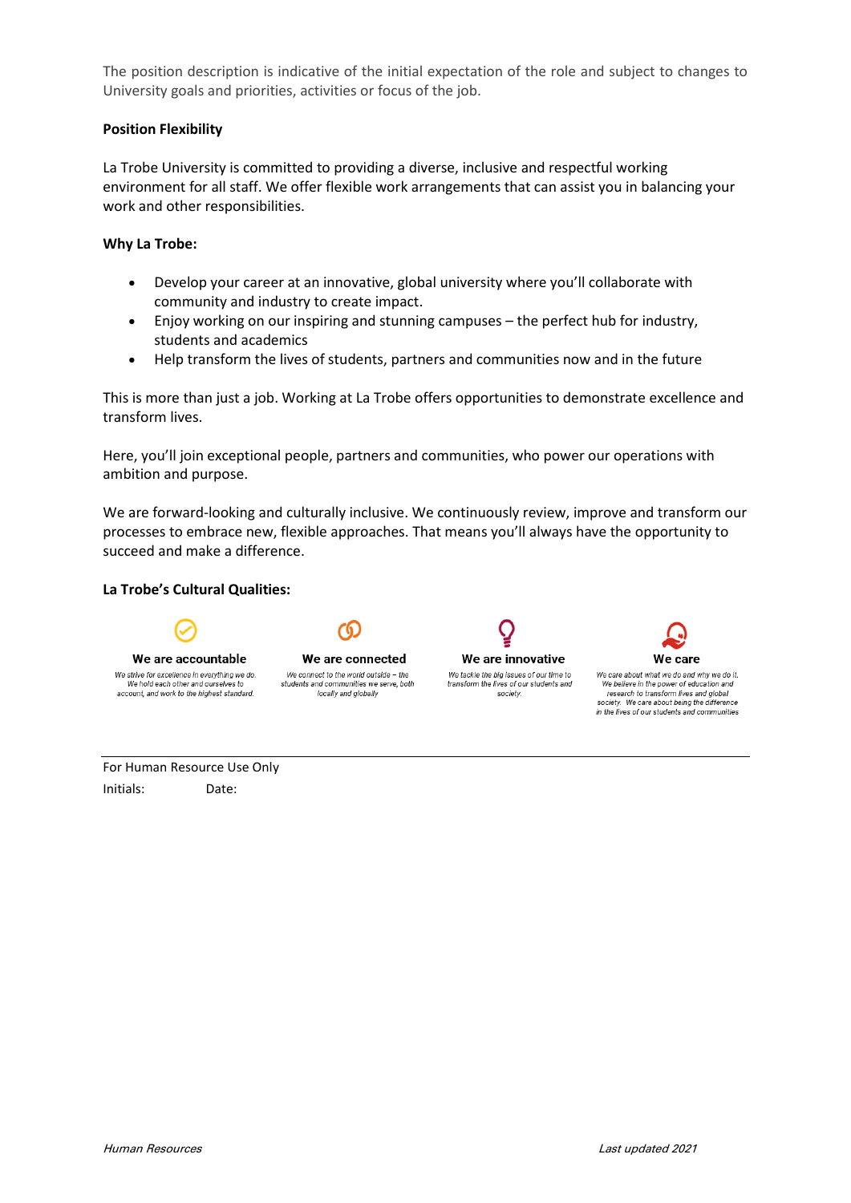The position description is indicative of the initial expectation of the role and subject to changes to University goals and priorities, activities or focus of the job.

**Position Flexibility**

La Trobe University is committed to providing a diverse, inclusive and respectful working environment for all staff. We offer flexible work arrangements that can assist you in balancing your work and other responsibilities.

**Why La Trobe:**

- Develop your career at an innovative, global university where you'll collaborate with community and industry to create impact.
- Enjoy working on our inspiring and stunning campuses – the perfect hub for industry, students and academics
- Help transform the lives of students, partners and communities now and in the future

This is more than just a job. Working at La Trobe offers opportunities to demonstrate excellence and transform lives.

Here, you'll join exceptional people, partners and communities, who power our operations with ambition and purpose.

We are forward-looking and culturally inclusive. We continuously review, improve and transform our processes to embrace new, flexible approaches. That means you'll always have the opportunity to succeed and make a difference.

**La Trobe's Cultural Qualities:**

**We are accountable**

*We strive for excellence in everything we do. We hold each other and ourselves to account, and work to the highest standard.*

**We are connected**

*We connect to the world outside – the students and communities we serve, both locally and globally*

**We are innovative**

*We tackle the big issues of our time to transform the lives of our students and society.*

**We care**

*We care about what we do and why we do it. We believe in the power of education and research to transform lives and global society. We care about being the difference in the lives of our students and communities*

---

For Human Resource Use Only

Initials: Date: